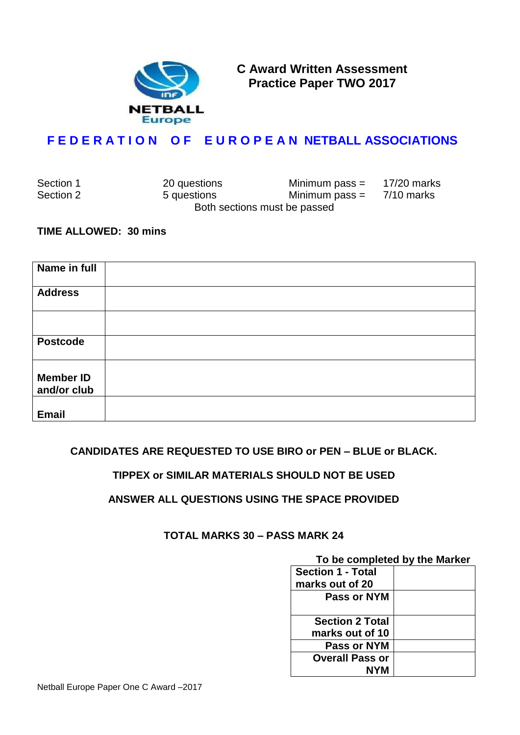NETBALL Europe

# C Award Written Assessment
## Practice Paper TWO 2017

**FEDERATION OF EUROPEAN NETBALL ASSOCIATIONS**

| | | | |
|---|---|---|---|
| Section 1 | 20 questions | Minimum pass = | 17/20 marks |
| Section 2 | 5 questions | Minimum pass = | 7/10 marks |

Both sections must be passed

**TIME ALLOWED: 30 mins**

| | |
|---|---|
| **Name in full** | |
| **Address** | |
| | |
| **Postcode** | |
| **Member ID and/or club** | |
| **Email** | |

**CANDIDATES ARE REQUESTED TO USE BIRO or PEN – BLUE or BLACK.**

**TIPPEX or SIMILAR MATERIALS SHOULD NOT BE USED**

**ANSWER ALL QUESTIONS USING THE SPACE PROVIDED**

**TOTAL MARKS 30 – PASS MARK 24**

**To be completed by the Marker**

| | |
|---|---|
| **Section 1 - Total marks out of 20** | |
| **Pass or NYM** | |
| **Section 2 Total marks out of 10** | |
| **Pass or NYM** | |
| **Overall Pass or NYM** | |

Netball Europe Paper One C Award –2017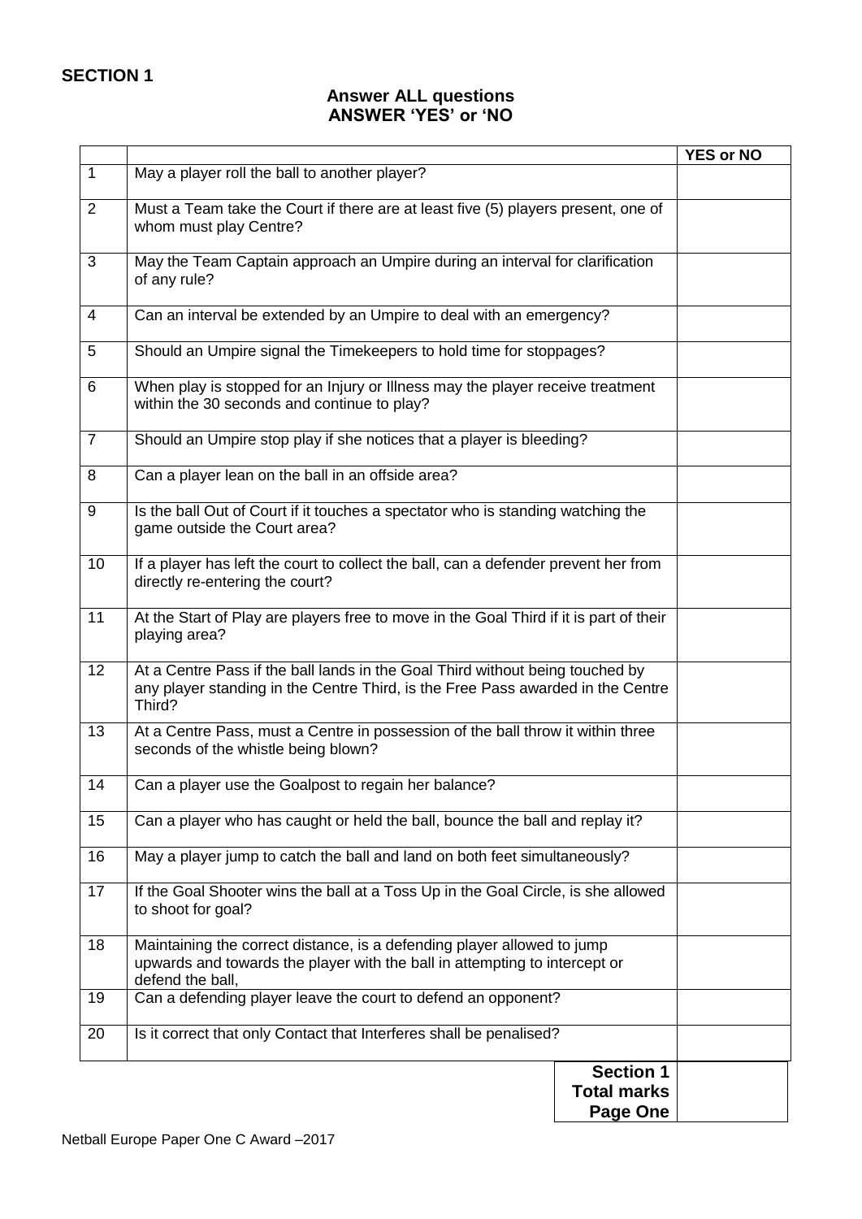## SECTION 1

**Answer ALL questions**
**ANSWER 'YES' or 'NO**

| | | YES or NO |
|---|---|---|
| 1 | May a player roll the ball to another player? | |
| 2 | Must a Team take the Court if there are at least five (5) players present, one of whom must play Centre? | |
| 3 | May the Team Captain approach an Umpire during an interval for clarification of any rule? | |
| 4 | Can an interval be extended by an Umpire to deal with an emergency? | |
| 5 | Should an Umpire signal the Timekeepers to hold time for stoppages? | |
| 6 | When play is stopped for an Injury or Illness may the player receive treatment within the 30 seconds and continue to play? | |
| 7 | Should an Umpire stop play if she notices that a player is bleeding? | |
| 8 | Can a player lean on the ball in an offside area? | |
| 9 | Is the ball Out of Court if it touches a spectator who is standing watching the game outside the Court area? | |
| 10 | If a player has left the court to collect the ball, can a defender prevent her from directly re-entering the court? | |
| 11 | At the Start of Play are players free to move in the Goal Third if it is part of their playing area? | |
| 12 | At a Centre Pass if the ball lands in the Goal Third without being touched by any player standing in the Centre Third, is the Free Pass awarded in the Centre Third? | |
| 13 | At a Centre Pass, must a Centre in possession of the ball throw it within three seconds of the whistle being blown? | |
| 14 | Can a player use the Goalpost to regain her balance? | |
| 15 | Can a player who has caught or held the ball, bounce the ball and replay it? | |
| 16 | May a player jump to catch the ball and land on both feet simultaneously? | |
| 17 | If the Goal Shooter wins the ball at a Toss Up in the Goal Circle, is she allowed to shoot for goal? | |
| 18 | Maintaining the correct distance, is a defending player allowed to jump upwards and towards the player with the ball in attempting to intercept or defend the ball, | |
| 19 | Can a defending player leave the court to defend an opponent? | |
| 20 | Is it correct that only Contact that Interferes shall be penalised? | |
| | **Section 1 Total marks Page One** | |

Netball Europe Paper One C Award –2017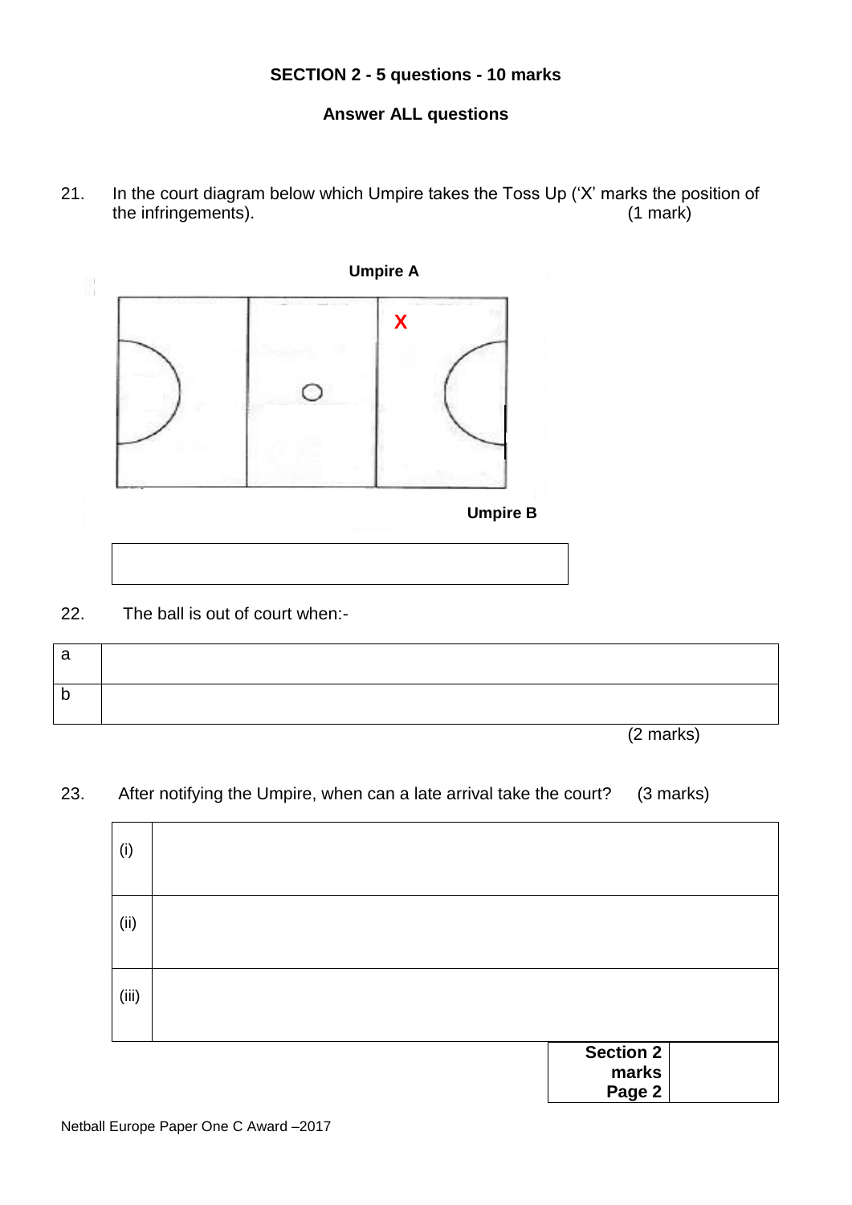**SECTION 2 - 5 questions - 10 marks**

**Answer ALL questions**

21. In the court diagram below which Umpire takes the Toss Up ('X' marks the position of the infringements). (1 mark)

**Umpire A**

X

**Umpire B**

| |
|---|
| |

22. The ball is out of court when:-

| | |
|---|---|
| a | |
| b | |

(2 marks)

23. After notifying the Umpire, when can a late arrival take the court? (3 marks)

| | |
|---|---|
| (i) | |
| (ii) | |
| (iii) | |

| | |
|---|---|
| **Section 2 marks Page 2** | |

Netball Europe Paper One C Award –2017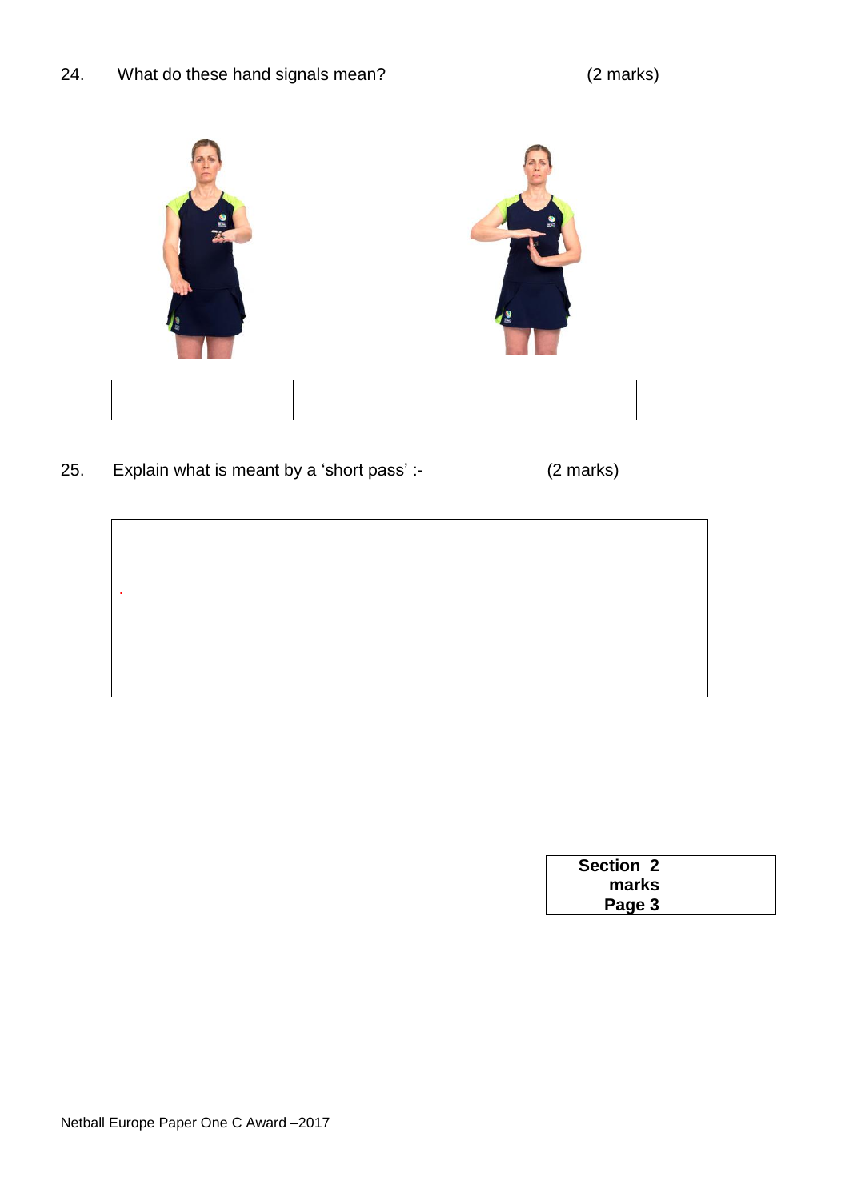24. What do these hand signals mean? (2 marks)

25. Explain what is meant by a 'short pass' :- (2 marks)

| | |
|---|---|
| **Section 2 marks Page 3** | |

Netball Europe Paper One C Award –2017